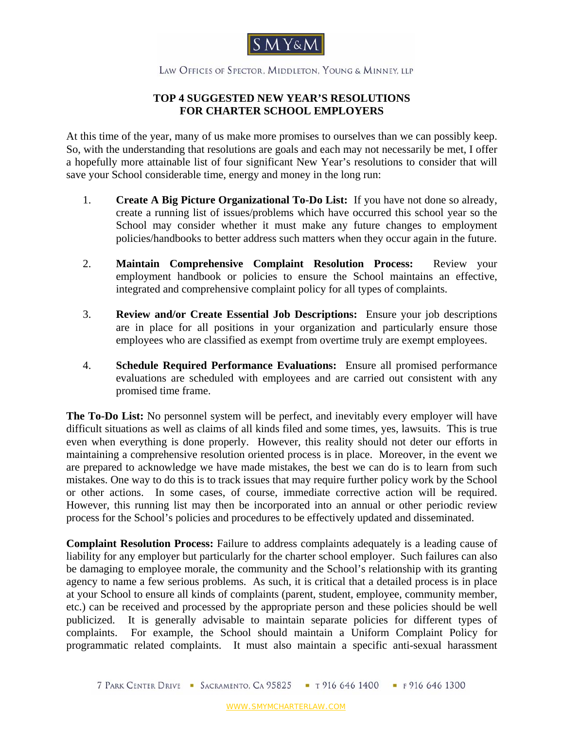SMY&M

LAW OFFICES OF SPECTOR, MIDDLETON, YOUNG & MINNEY, LLP

# TOP 4 SUGGESTED NEW YEAR'S RESOLUTIONS FOR CHARTER SCHOOL EMPLOYERS

At this time of the year, many of us make more promises to ourselves than we can possibly keep. So, with the understanding that resolutions are goals and each may not necessarily be met, I offer a hopefully more attainable list of four significant New Year's resolutions to consider that will save your School considerable time, energy and money in the long run:

1. **Create A Big Picture Organizational To-Do List:** If you have not done so already, create a running list of issues/problems which have occurred this school year so the School may consider whether it must make any future changes to employment policies/handbooks to better address such matters when they occur again in the future.

2. **Maintain Comprehensive Complaint Resolution Process:** Review your employment handbook or policies to ensure the School maintains an effective, integrated and comprehensive complaint policy for all types of complaints.

3. **Review and/or Create Essential Job Descriptions:** Ensure your job descriptions are in place for all positions in your organization and particularly ensure those employees who are classified as exempt from overtime truly are exempt employees.

4. **Schedule Required Performance Evaluations:** Ensure all promised performance evaluations are scheduled with employees and are carried out consistent with any promised time frame.

**The To-Do List:** No personnel system will be perfect, and inevitably every employer will have difficult situations as well as claims of all kinds filed and some times, yes, lawsuits. This is true even when everything is done properly. However, this reality should not deter our efforts in maintaining a comprehensive resolution oriented process is in place. Moreover, in the event we are prepared to acknowledge we have made mistakes, the best we can do is to learn from such mistakes. One way to do this is to track issues that may require further policy work by the School or other actions. In some cases, of course, immediate corrective action will be required. However, this running list may then be incorporated into an annual or other periodic review process for the School's policies and procedures to be effectively updated and disseminated.

**Complaint Resolution Process:** Failure to address complaints adequately is a leading cause of liability for any employer but particularly for the charter school employer. Such failures can also be damaging to employee morale, the community and the School's relationship with its granting agency to name a few serious problems. As such, it is critical that a detailed process is in place at your School to ensure all kinds of complaints (parent, student, employee, community member, etc.) can be received and processed by the appropriate person and these policies should be well publicized. It is generally advisable to maintain separate policies for different types of complaints. For example, the School should maintain a Uniform Complaint Policy for programmatic related complaints. It must also maintain a specific anti-sexual harassment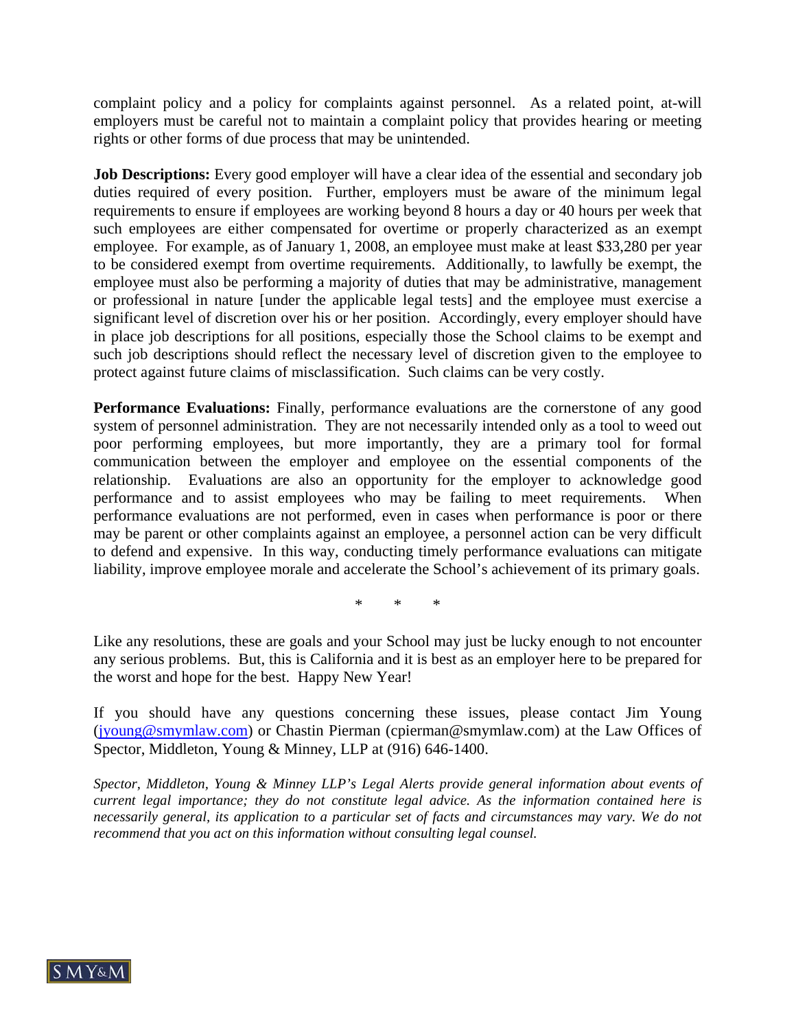complaint policy and a policy for complaints against personnel. As a related point, at-will employers must be careful not to maintain a complaint policy that provides hearing or meeting rights or other forms of due process that may be unintended.

**Job Descriptions:** Every good employer will have a clear idea of the essential and secondary job duties required of every position. Further, employers must be aware of the minimum legal requirements to ensure if employees are working beyond 8 hours a day or 40 hours per week that such employees are either compensated for overtime or properly characterized as an exempt employee. For example, as of January 1, 2008, an employee must make at least $33,280 per year to be considered exempt from overtime requirements. Additionally, to lawfully be exempt, the employee must also be performing a majority of duties that may be administrative, management or professional in nature [under the applicable legal tests] and the employee must exercise a significant level of discretion over his or her position. Accordingly, every employer should have in place job descriptions for all positions, especially those the School claims to be exempt and such job descriptions should reflect the necessary level of discretion given to the employee to protect against future claims of misclassification. Such claims can be very costly.

**Performance Evaluations:** Finally, performance evaluations are the cornerstone of any good system of personnel administration. They are not necessarily intended only as a tool to weed out poor performing employees, but more importantly, they are a primary tool for formal communication between the employer and employee on the essential components of the relationship. Evaluations are also an opportunity for the employer to acknowledge good performance and to assist employees who may be failing to meet requirements. When performance evaluations are not performed, even in cases when performance is poor or there may be parent or other complaints against an employee, a personnel action can be very difficult to defend and expensive. In this way, conducting timely performance evaluations can mitigate liability, improve employee morale and accelerate the School's achievement of its primary goals.

\* \* \*

Like any resolutions, these are goals and your School may just be lucky enough to not encounter any serious problems. But, this is California and it is best as an employer here to be prepared for the worst and hope for the best. Happy New Year!

If you should have any questions concerning these issues, please contact Jim Young (jyoung@smymlaw.com) or Chastin Pierman (cpierman@smymlaw.com) at the Law Offices of Spector, Middleton, Young & Minney, LLP at (916) 646-1400.

*Spector, Middleton, Young & Minney LLP's Legal Alerts provide general information about events of current legal importance; they do not constitute legal advice. As the information contained here is necessarily general, its application to a particular set of facts and circumstances may vary. We do not recommend that you act on this information without consulting legal counsel.*

SMY&M